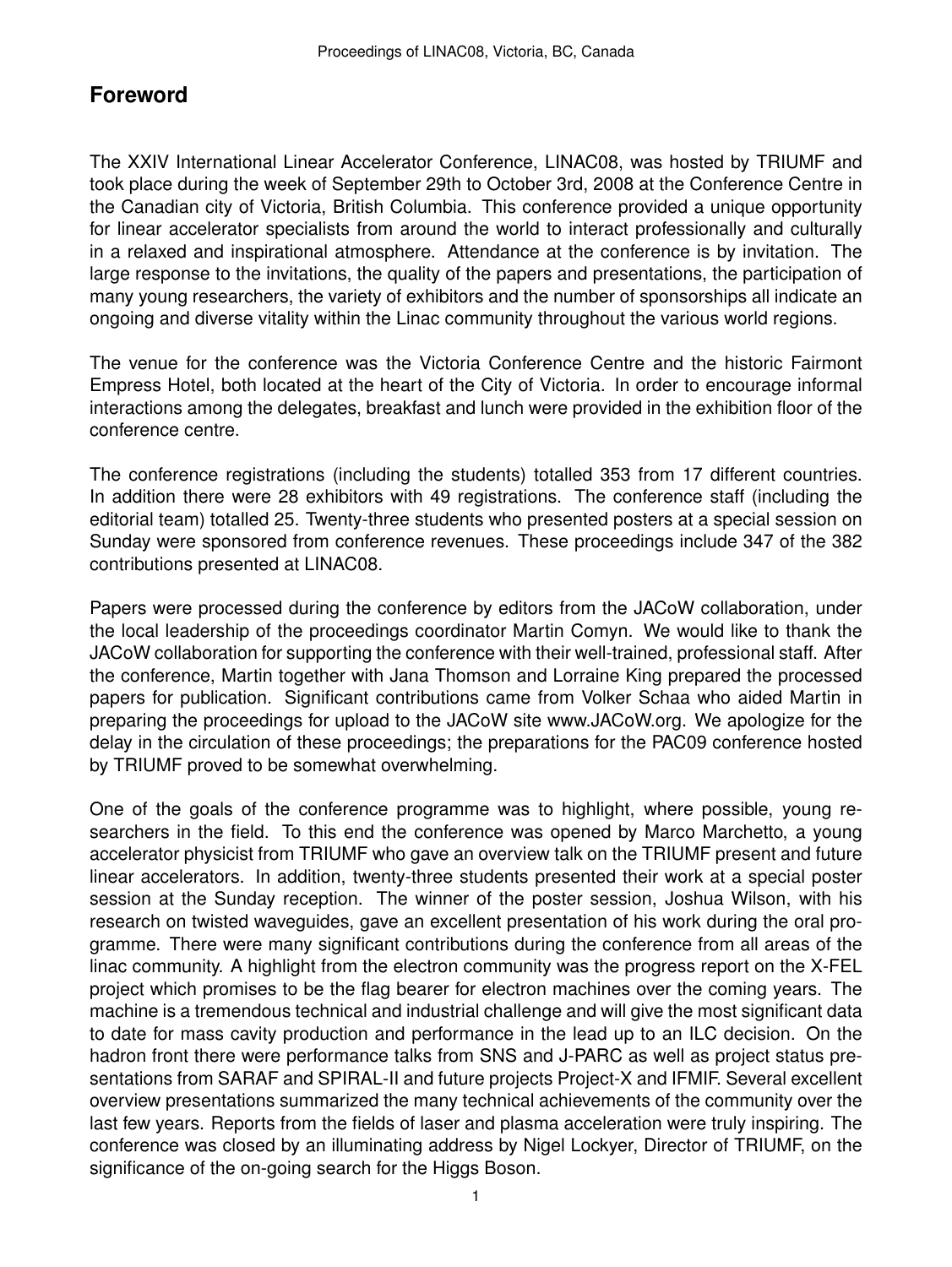# Foreword

The XXIV International Linear Accelerator Conference, LINAC08, was hosted by TRIUMF and took place during the week of September 29th to October 3rd, 2008 at the Conference Centre in the Canadian city of Victoria, British Columbia. This conference provided a unique opportunity for linear accelerator specialists from around the world to interact professionally and culturally in a relaxed and inspirational atmosphere. Attendance at the conference is by invitation. The large response to the invitations, the quality of the papers and presentations, the participation of many young researchers, the variety of exhibitors and the number of sponsorships all indicate an ongoing and diverse vitality within the Linac community throughout the various world regions.

The venue for the conference was the Victoria Conference Centre and the historic Fairmont Empress Hotel, both located at the heart of the City of Victoria. In order to encourage informal interactions among the delegates, breakfast and lunch were provided in the exhibition floor of the conference centre.

The conference registrations (including the students) totalled 353 from 17 different countries. In addition there were 28 exhibitors with 49 registrations. The conference staff (including the editorial team) totalled 25. Twenty-three students who presented posters at a special session on Sunday were sponsored from conference revenues. These proceedings include 347 of the 382 contributions presented at LINAC08.

Papers were processed during the conference by editors from the JACoW collaboration, under the local leadership of the proceedings coordinator Martin Comyn. We would like to thank the JACoW collaboration for supporting the conference with their well-trained, professional staff. After the conference, Martin together with Jana Thomson and Lorraine King prepared the processed papers for publication. Significant contributions came from Volker Schaa who aided Martin in preparing the proceedings for upload to the JACoW site www.JACoW.org. We apologize for the delay in the circulation of these proceedings; the preparations for the PAC09 conference hosted by TRIUMF proved to be somewhat overwhelming.

One of the goals of the conference programme was to highlight, where possible, young researchers in the field. To this end the conference was opened by Marco Marchetto, a young accelerator physicist from TRIUMF who gave an overview talk on the TRIUMF present and future linear accelerators. In addition, twenty-three students presented their work at a special poster session at the Sunday reception. The winner of the poster session, Joshua Wilson, with his research on twisted waveguides, gave an excellent presentation of his work during the oral programme. There were many significant contributions during the conference from all areas of the linac community. A highlight from the electron community was the progress report on the X-FEL project which promises to be the flag bearer for electron machines over the coming years. The machine is a tremendous technical and industrial challenge and will give the most significant data to date for mass cavity production and performance in the lead up to an ILC decision. On the hadron front there were performance talks from SNS and J-PARC as well as project status presentations from SARAF and SPIRAL-II and future projects Project-X and IFMIF. Several excellent overview presentations summarized the many technical achievements of the community over the last few years. Reports from the fields of laser and plasma acceleration were truly inspiring. The conference was closed by an illuminating address by Nigel Lockyer, Director of TRIUMF, on the significance of the on-going search for the Higgs Boson.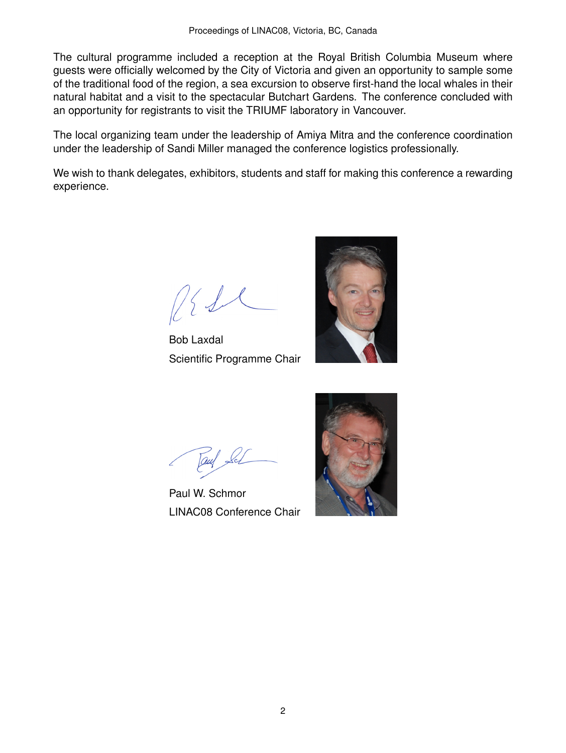The cultural programme included a reception at the Royal British Columbia Museum where guests were officially welcomed by the City of Victoria and given an opportunity to sample some of the traditional food of the region, a sea excursion to observe first-hand the local whales in their natural habitat and a visit to the spectacular Butchart Gardens. The conference concluded with an opportunity for registrants to visit the TRIUMF laboratory in Vancouver.

The local organizing team under the leadership of Amiya Mitra and the conference coordination under the leadership of Sandi Miller managed the conference logistics professionally.

We wish to thank delegates, exhibitors, students and staff for making this conference a rewarding experience.

Bob Laxdal
Scientific Programme Chair

Paul W. Schmor
LINAC08 Conference Chair